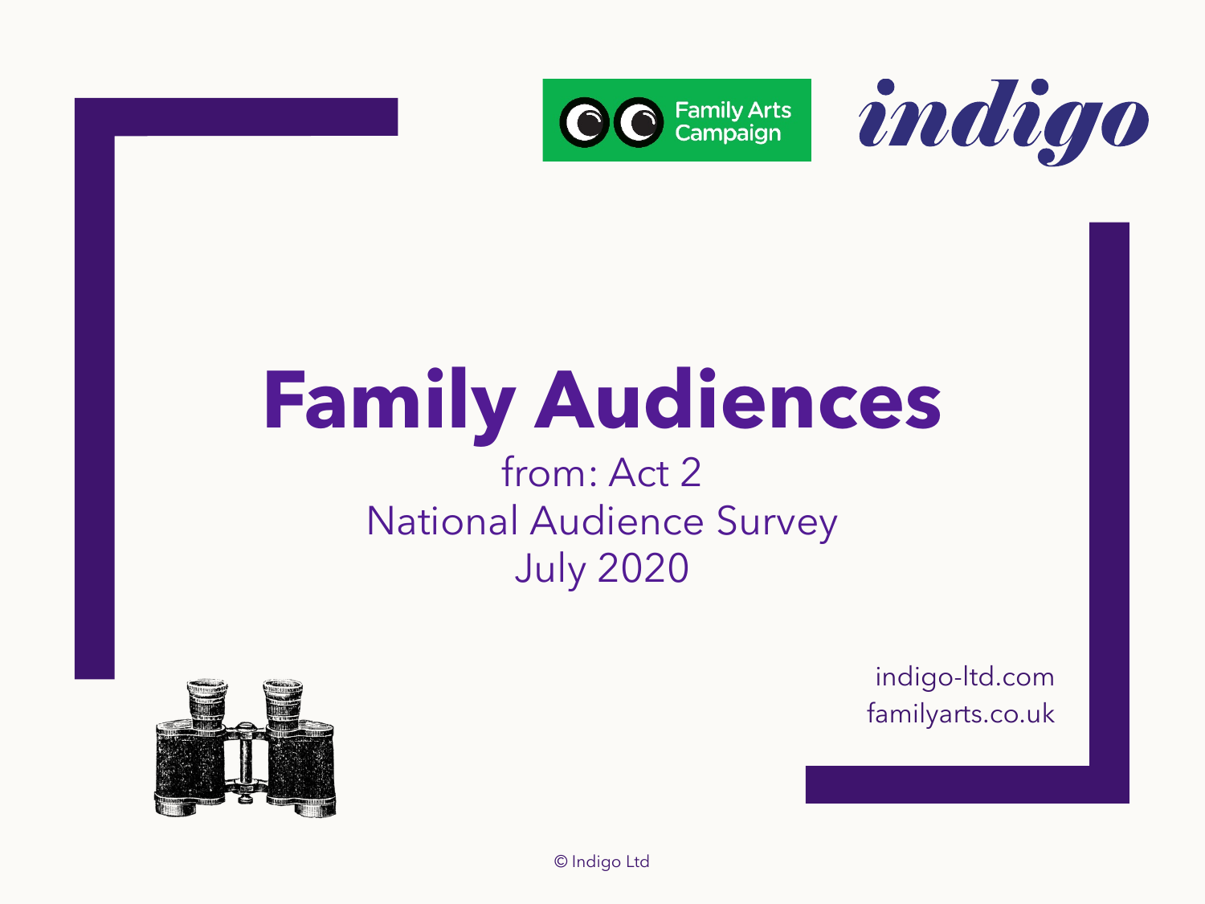Family Arts Campaign

indigo

# Family Audiences

from: Act 2
National Audience Survey
July 2020

indigo-ltd.com
familyarts.co.uk

© Indigo Ltd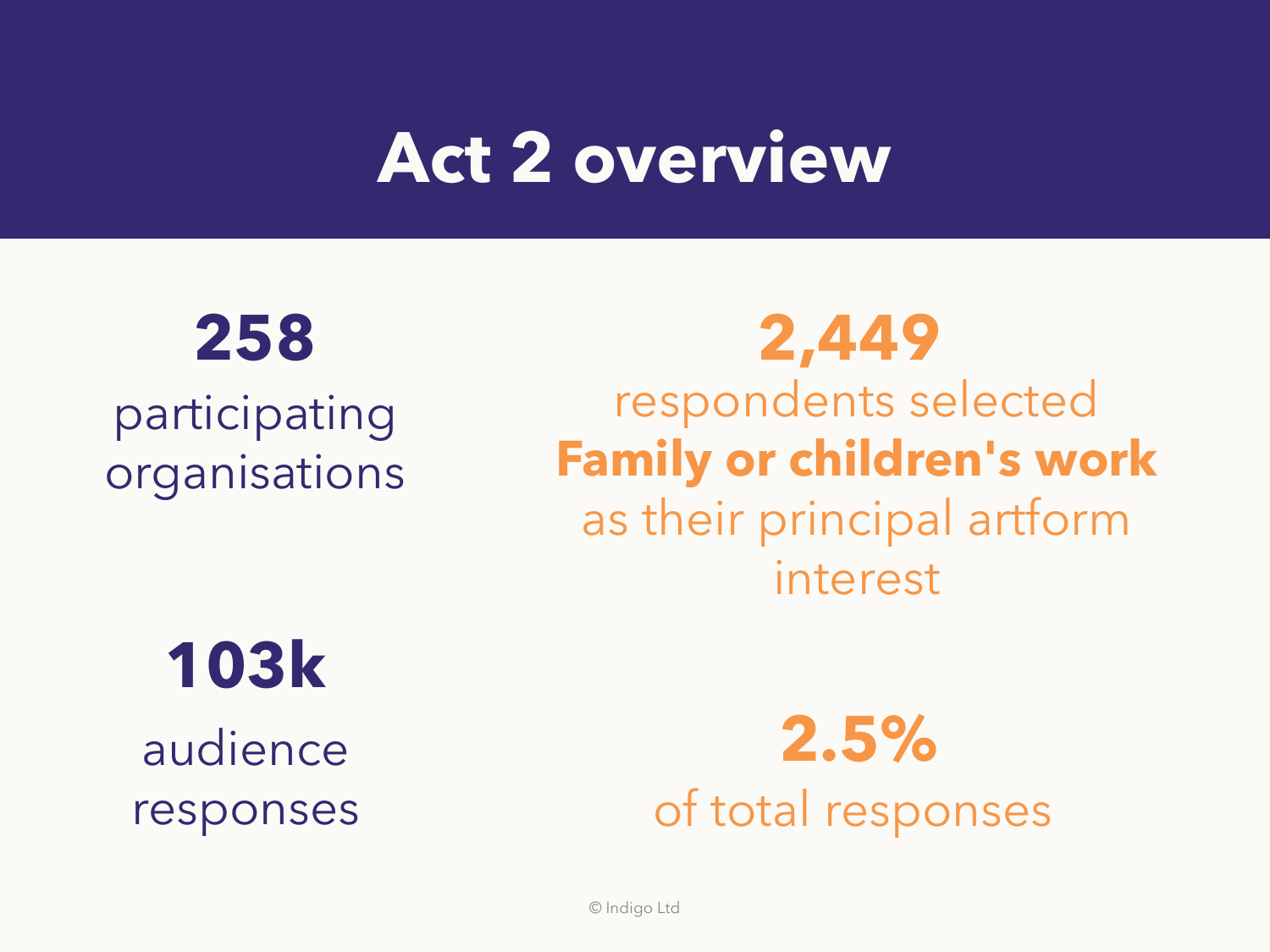# Act 2 overview

**258**
participating organisations

**2,449**
respondents selected **Family or children's work** as their principal artform interest

**103k**
audience responses

**2.5%**
of total responses

© Indigo Ltd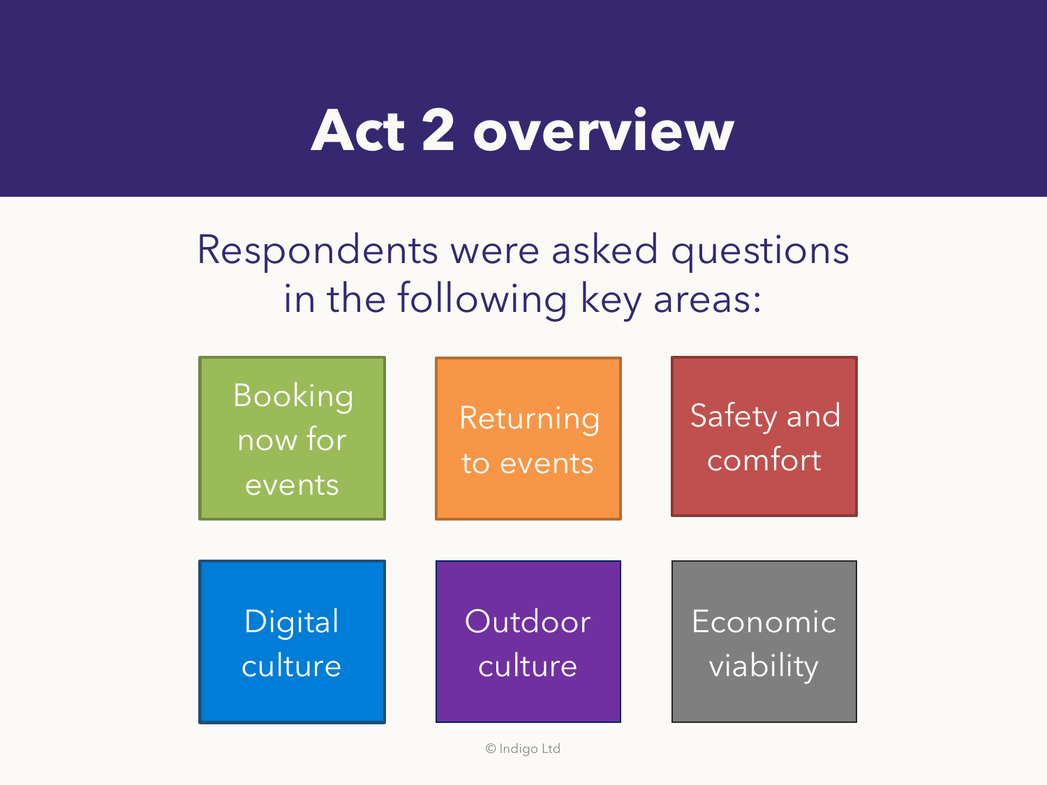# Act 2 overview

Respondents were asked questions in the following key areas:

- Booking now for events
- Returning to events
- Safety and comfort
- Digital culture
- Outdoor culture
- Economic viability

© Indigo Ltd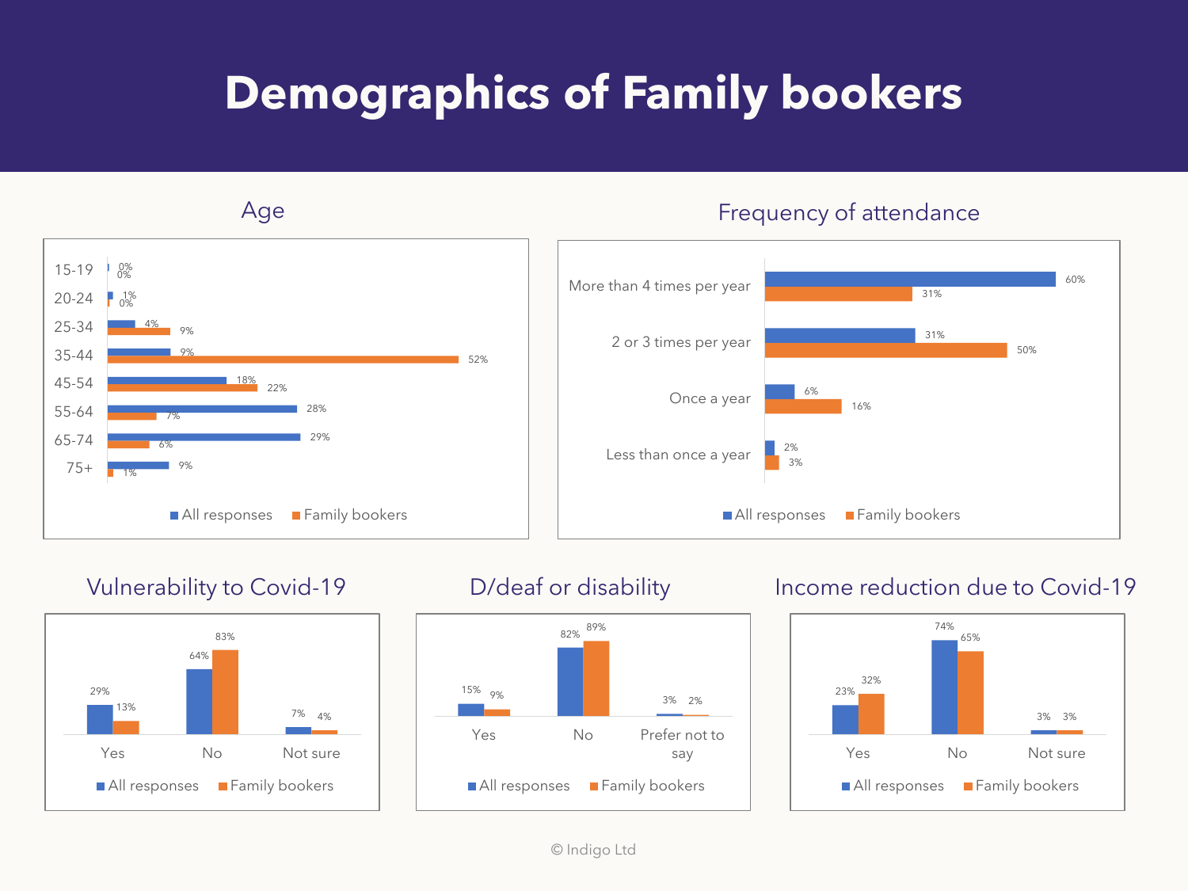# Demographics of Family bookers

## Age

| Age | All responses | Family bookers |
|---|---|---|
| 15-19 | 0% | 0% |
| 20-24 | 1% | 0% |
| 25-34 | 4% | 9% |
| 35-44 | 9% | 52% |
| 45-54 | 18% | 22% |
| 55-64 | 28% | 7% |
| 65-74 | 29% | 6% |
| 75+ | 9% | 1% |

## Frequency of attendance

| Frequency | All responses | Family bookers |
|---|---|---|
| More than 4 times per year | 60% | 31% |
| 2 or 3 times per year | 31% | 50% |
| Once a year | 6% | 16% |
| Less than once a year | 2% | 3% |

## Vulnerability to Covid-19

| | All responses | Family bookers |
|---|---|---|
| Yes | 29% | 13% |
| No | 64% | 83% |
| Not sure | 7% | 4% |

## D/deaf or disability

| | All responses | Family bookers |
|---|---|---|
| Yes | 15% | 9% |
| No | 82% | 89% |
| Prefer not to say | 3% | 2% |

## Income reduction due to Covid-19

| | All responses | Family bookers |
|---|---|---|
| Yes | 23% | 32% |
| No | 74% | 65% |
| Not sure | 3% | 3% |

© Indigo Ltd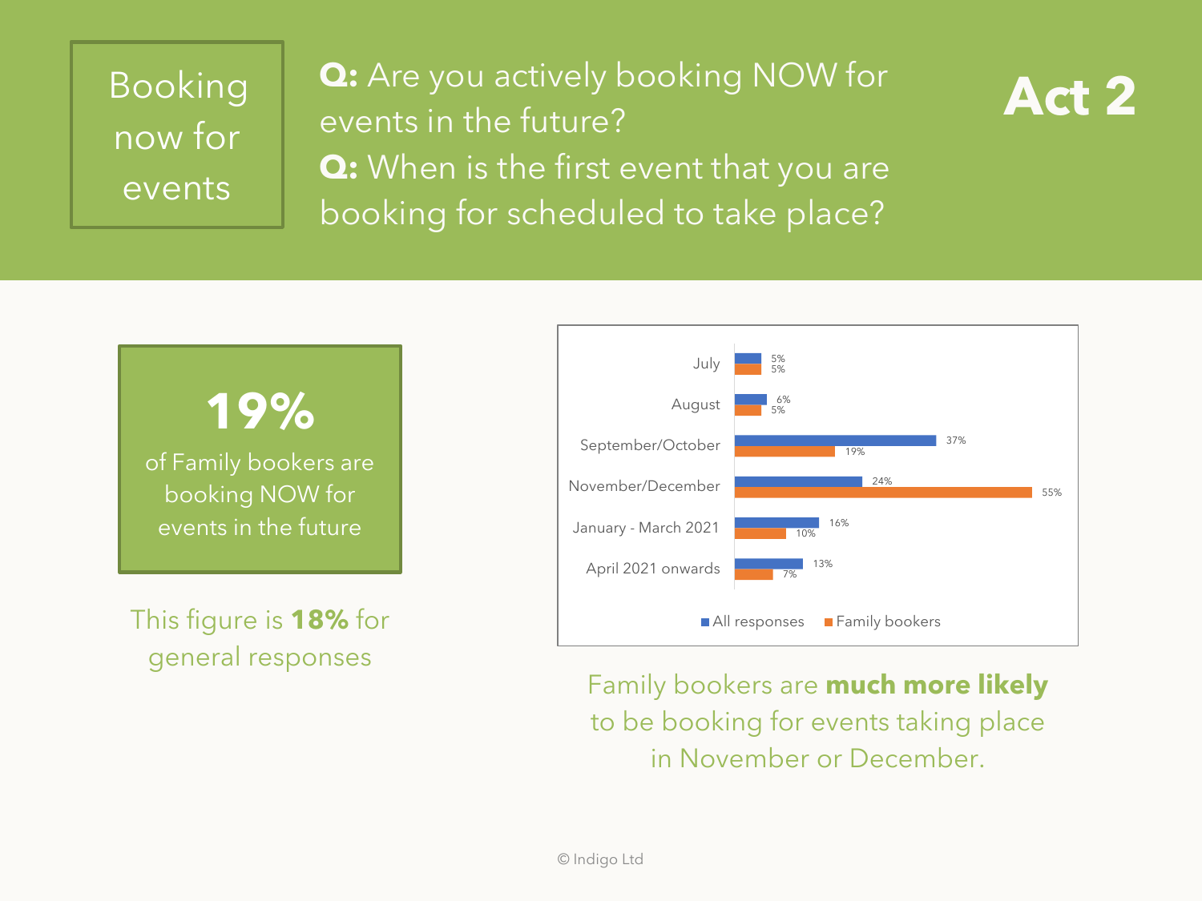# Booking now for events

**Act 2**

**Q:** Are you actively booking NOW for events in the future?
**Q:** When is the first event that you are booking for scheduled to take place?

**19%** of Family bookers are booking NOW for events in the future

This figure is **18%** for general responses

| | All responses | Family bookers |
|---|---|---|
| July | 5% | 5% |
| August | 6% | 5% |
| September/October | 37% | 19% |
| November/December | 24% | 55% |
| January - March 2021 | 16% | 10% |
| April 2021 onwards | 13% | 7% |

Family bookers are **much more likely** to be booking for events taking place in November or December.

© Indigo Ltd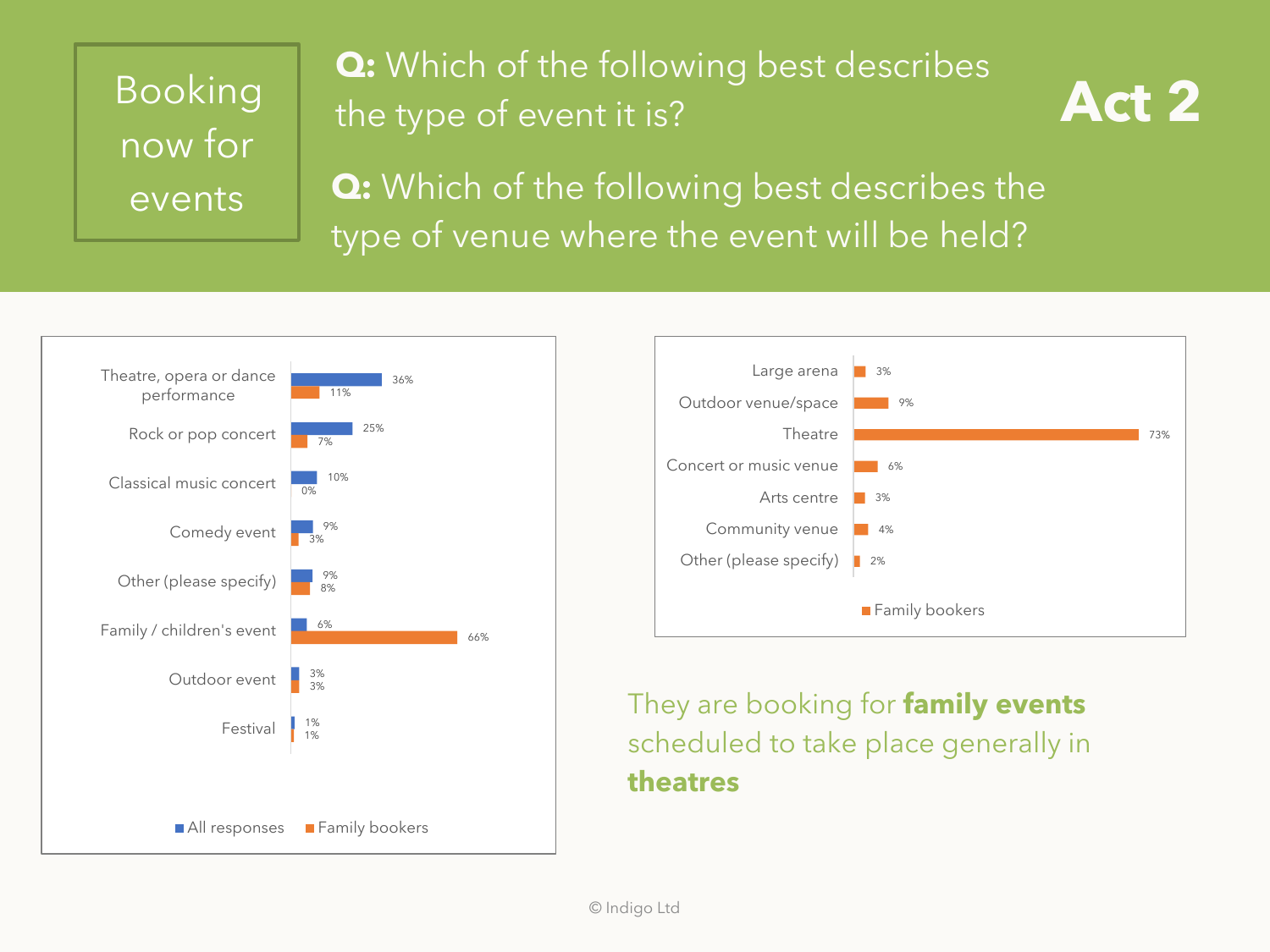# Booking now for events

**Act 2**

**Q:** Which of the following best describes the type of event it is?

**Q:** Which of the following best describes the type of venue where the event will be held?

| Event type | All responses | Family bookers |
| --- | --- | --- |
| Theatre, opera or dance performance | 36% | 11% |
| Rock or pop concert | 25% | 7% |
| Classical music concert | 10% | 0% |
| Comedy event | 9% | 3% |
| Other (please specify) | 9% | 8% |
| Family / children's event | 6% | 66% |
| Outdoor event | 3% | 3% |
| Festival | 1% | 1% |

| Venue type | Family bookers |
| --- | --- |
| Large arena | 3% |
| Outdoor venue/space | 9% |
| Theatre | 73% |
| Concert or music venue | 6% |
| Arts centre | 3% |
| Community venue | 4% |
| Other (please specify) | 2% |

They are booking for **family events** scheduled to take place generally in **theatres**

© Indigo Ltd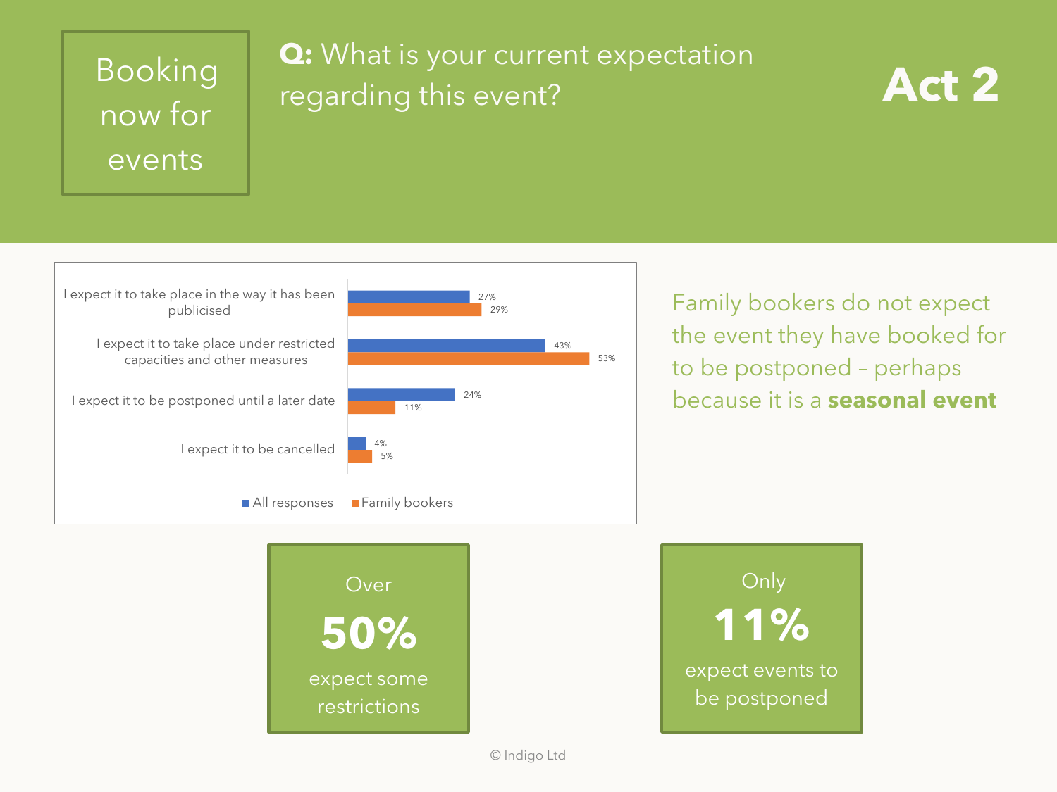# Booking now for events

**Q:** What is your current expectation regarding this event?

## Act 2

| | All responses | Family bookers |
|---|---|---|
| I expect it to take place in the way it has been publicised | 27% | 29% |
| I expect it to take place under restricted capacities and other measures | 43% | 53% |
| I expect it to be postponed until a later date | 24% | 11% |
| I expect it to be cancelled | 4% | 5% |

Family bookers do not expect the event they have booked for to be postponed – perhaps because it is a **seasonal event**

Over **50%** expect some restrictions

Only **11%** expect events to be postponed

© Indigo Ltd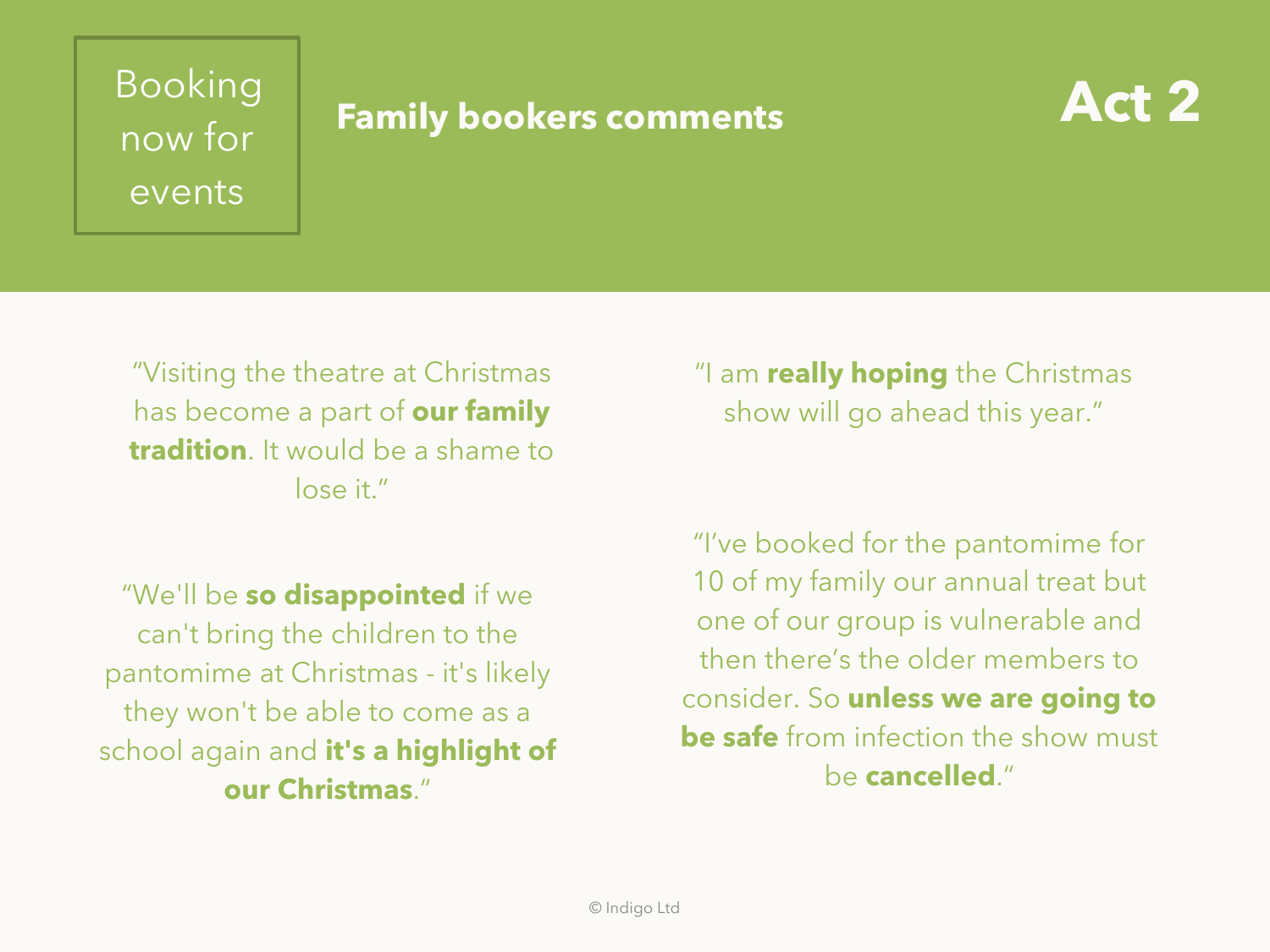Booking now for events

## Family bookers comments

# Act 2

"Visiting the theatre at Christmas has become a part of **our family tradition**. It would be a shame to lose it."

"We'll be **so disappointed** if we can't bring the children to the pantomime at Christmas - it's likely they won't be able to come as a school again and **it's a highlight of our Christmas**."

"I am **really hoping** the Christmas show will go ahead this year."

"I've booked for the pantomime for 10 of my family our annual treat but one of our group is vulnerable and then there's the older members to consider. So **unless we are going to be safe** from infection the show must be **cancelled**."

© Indigo Ltd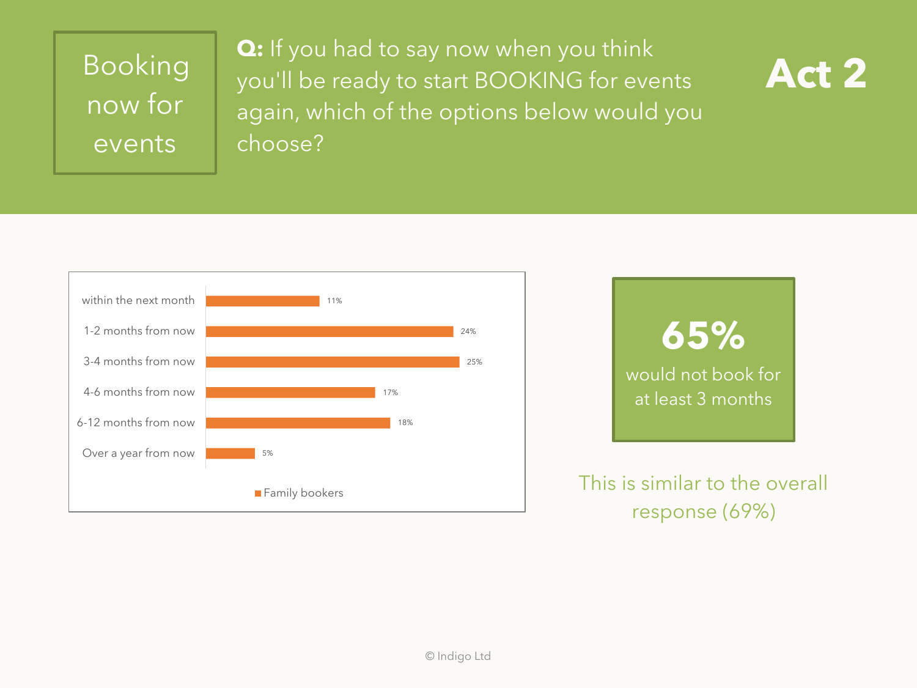# Booking now for events

**Q:** If you had to say now when you think you'll be ready to start BOOKING for events again, which of the options below would you choose?

## Act 2

| | Family bookers |
|---|---|
| within the next month | 11% |
| 1-2 months from now | 24% |
| 3-4 months from now | 25% |
| 4-6 months from now | 17% |
| 6-12 months from now | 18% |
| Over a year from now | 5% |

**65%** would not book for at least 3 months

This is similar to the overall response (69%)

© Indigo Ltd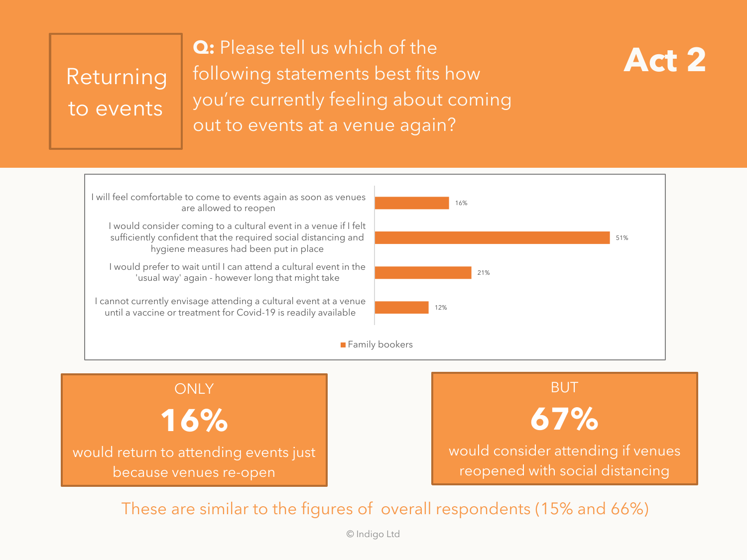# Returning to events

**Q:** Please tell us which of the following statements best fits how you're currently feeling about coming out to events at a venue again?

## Act 2

| Statement | Family bookers |
| --- | --- |
| I will feel comfortable to come to events again as soon as venues are allowed to reopen | 16% |
| I would consider coming to a cultural event in a venue if I felt sufficiently confident that the required social distancing and hygiene measures had been put in place | 51% |
| I would prefer to wait until I can attend a cultural event in the 'usual way' again - however long that might take | 21% |
| I cannot currently envisage attending a cultural event at a venue until a vaccine or treatment for Covid-19 is readily available | 12% |

ONLY

**16%**

would return to attending events just because venues re-open

BUT

**67%**

would consider attending if venues reopened with social distancing

These are similar to the figures of overall respondents (15% and 66%)

© Indigo Ltd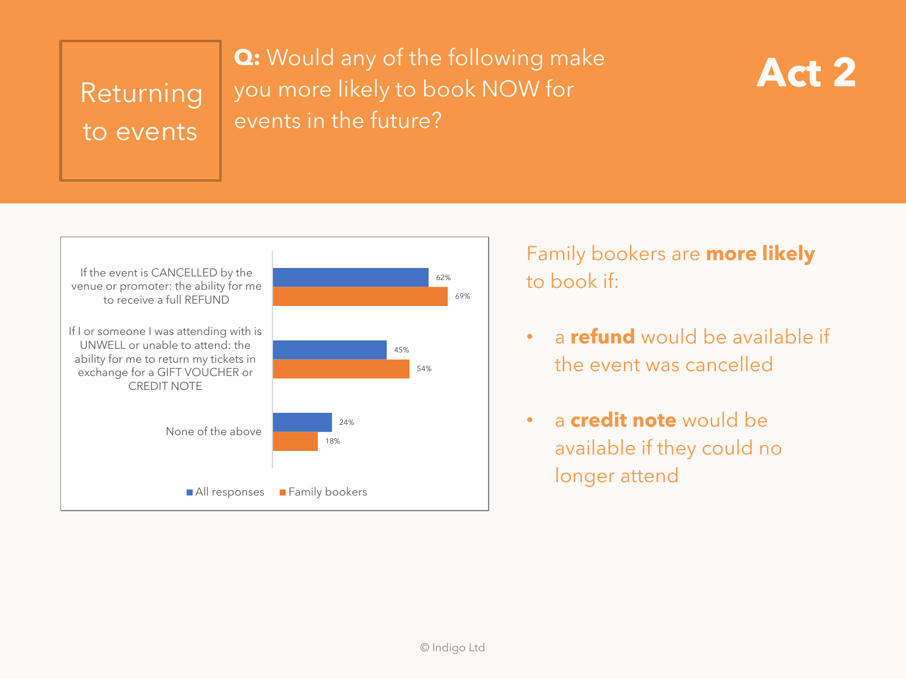# Returning to events

**Q:** Would any of the following make you more likely to book NOW for events in the future?

## Act 2

| | All responses | Family bookers |
|---|---|---|
| If the event is CANCELLED by the venue or promoter: the ability for me to receive a full REFUND | 62% | 69% |
| If I or someone I was attending with is UNWELL or unable to attend: the ability for me to return my tickets in exchange for a GIFT VOUCHER or CREDIT NOTE | 45% | 54% |
| None of the above | 24% | 18% |

Family bookers are **more likely** to book if:

- a **refund** would be available if the event was cancelled
- a **credit note** would be available if they could no longer attend

© Indigo Ltd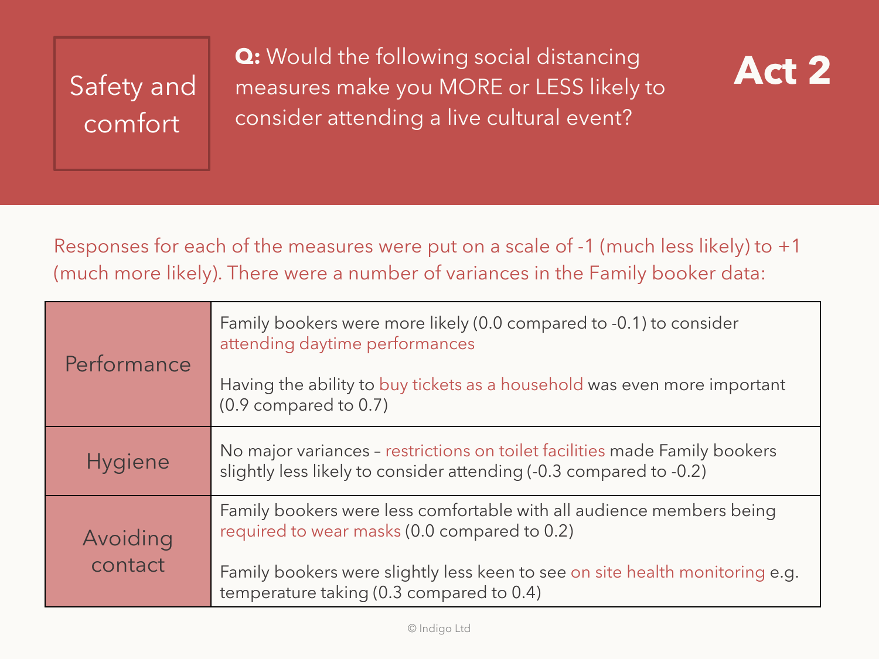# Safety and comfort

**Q:** Would the following social distancing measures make you MORE or LESS likely to consider attending a live cultural event?

## Act 2

Responses for each of the measures were put on a scale of -1 (much less likely) to +1 (much more likely). There were a number of variances in the Family booker data:

| | |
|---|---|
| Performance | Family bookers were more likely (0.0 compared to -0.1) to consider attending daytime performances<br><br>Having the ability to buy tickets as a household was even more important (0.9 compared to 0.7) |
| Hygiene | No major variances – restrictions on toilet facilities made Family bookers slightly less likely to consider attending (-0.3 compared to -0.2) |
| Avoiding contact | Family bookers were less comfortable with all audience members being required to wear masks (0.0 compared to 0.2)<br><br>Family bookers were slightly less keen to see on site health monitoring e.g. temperature taking (0.3 compared to 0.4) |

© Indigo Ltd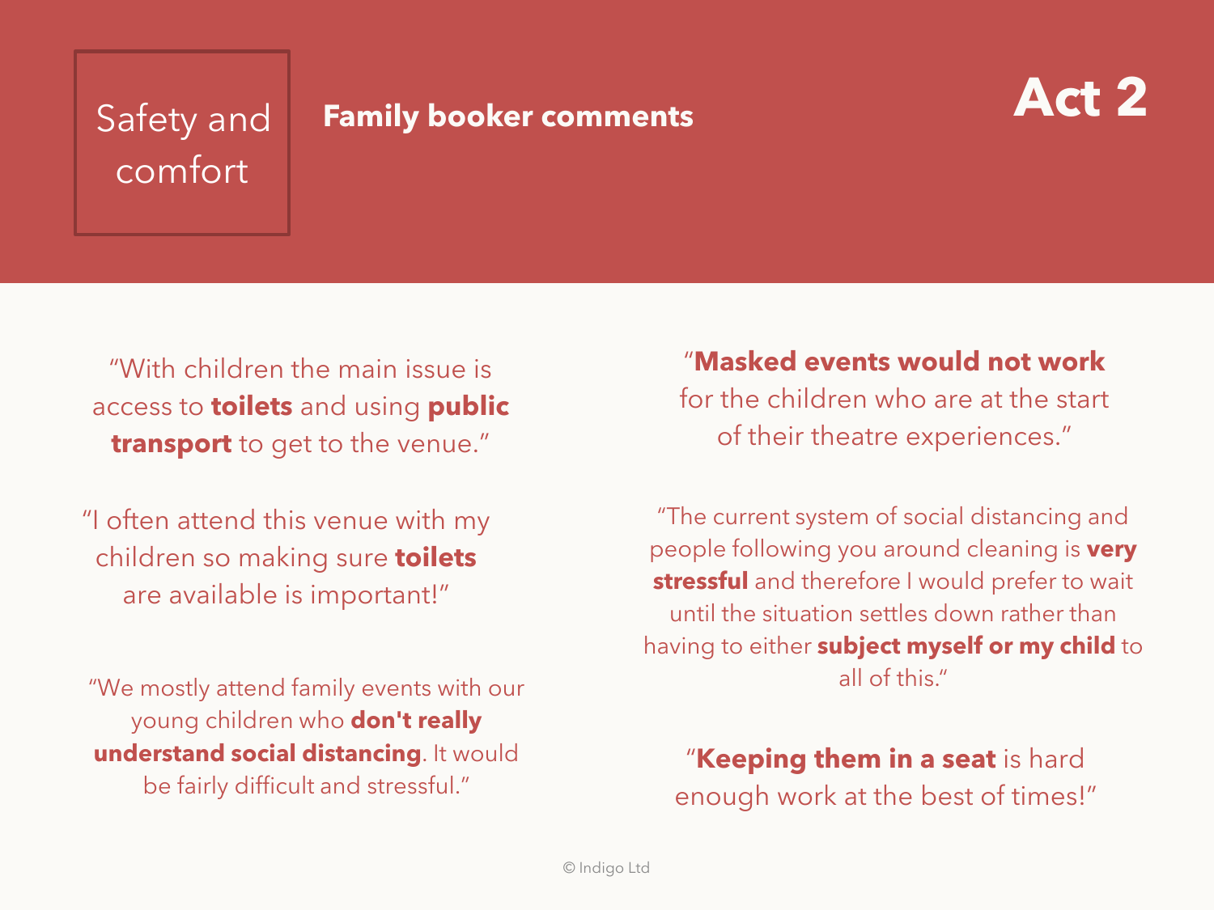Safety and comfort

## Family booker comments

# Act 2

"With children the main issue is access to **toilets** and using **public transport** to get to the venue."

"I often attend this venue with my children so making sure **toilets** are available is important!"

"We mostly attend family events with our young children who **don't really understand social distancing**. It would be fairly difficult and stressful."

"**Masked events would not work** for the children who are at the start of their theatre experiences."

"The current system of social distancing and people following you around cleaning is **very stressful** and therefore I would prefer to wait until the situation settles down rather than having to either **subject myself or my child** to all of this."

"**Keeping them in a seat** is hard enough work at the best of times!"

© Indigo Ltd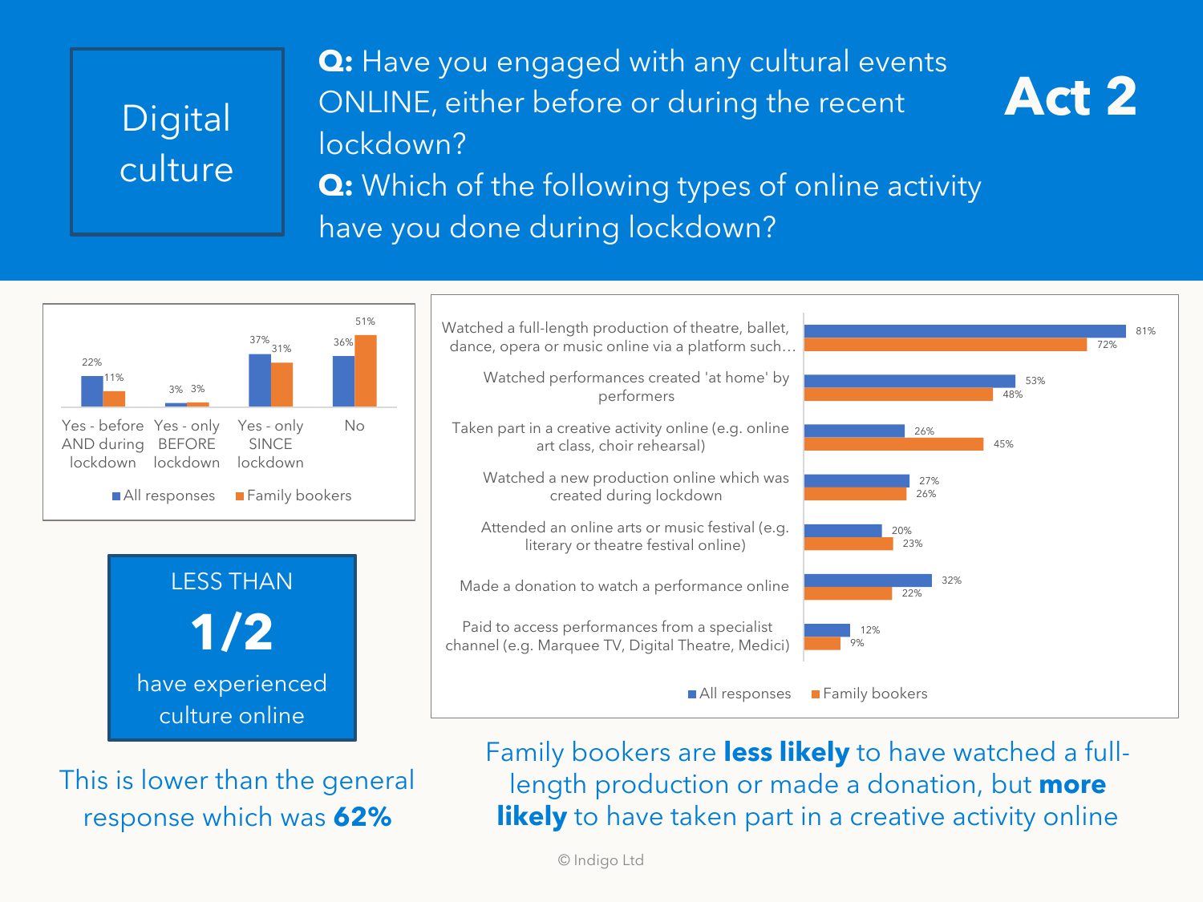# Digital culture

**Act 2**

**Q:** Have you engaged with any cultural events ONLINE, either before or during the recent lockdown?

**Q:** Which of the following types of online activity have you done during lockdown?

| | All responses | Family bookers |
|---|---|---|
| Yes - before AND during lockdown | 22% | 11% |
| Yes - only BEFORE lockdown | 3% | 3% |
| Yes - only SINCE lockdown | 37% | 31% |
| No | 36% | 51% |

LESS THAN

**1/2**

have experienced culture online

This is lower than the general response which was **62%**

| | All responses | Family bookers |
|---|---|---|
| Watched a full-length production of theatre, ballet, dance, opera or music online via a platform such… | 81% | 72% |
| Watched performances created 'at home' by performers | 53% | 48% |
| Taken part in a creative activity online (e.g. online art class, choir rehearsal) | 26% | 45% |
| Watched a new production online which was created during lockdown | 27% | 26% |
| Attended an online arts or music festival (e.g. literary or theatre festival online) | 20% | 23% |
| Made a donation to watch a performance online | 32% | 22% |
| Paid to access performances from a specialist channel (e.g. Marquee TV, Digital Theatre, Medici) | 12% | 9% |

Family bookers are **less likely** to have watched a full-length production or made a donation, but **more likely** to have taken part in a creative activity online

© Indigo Ltd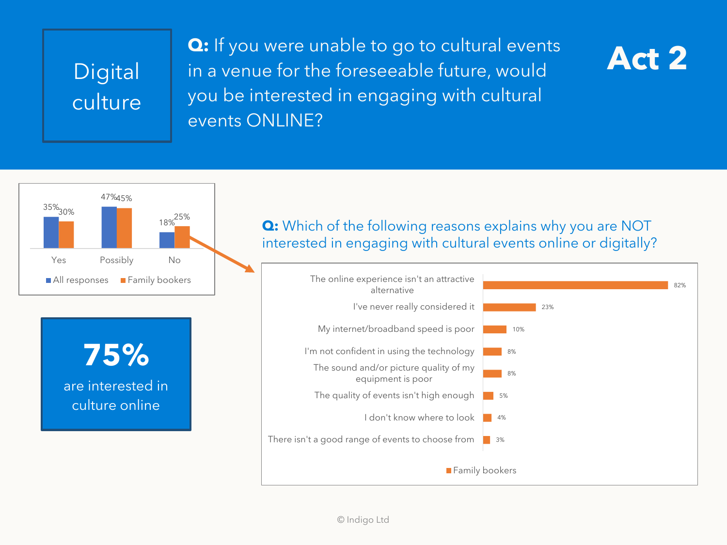# Digital culture

**Q:** If you were unable to go to cultural events in a venue for the foreseeable future, would you be interested in engaging with cultural events ONLINE?

**Act 2**

| | All responses | Family bookers |
|---|---|---|
| Yes | 35% | 30% |
| Possibly | 47% | 45% |
| No | 18% | 25% |

**75%** are interested in culture online

**Q:** Which of the following reasons explains why you are NOT interested in engaging with cultural events online or digitally?

| Reason | Family bookers |
|---|---|
| The online experience isn't an attractive alternative | 82% |
| I've never really considered it | 23% |
| My internet/broadband speed is poor | 10% |
| I'm not confident in using the technology | 8% |
| The sound and/or picture quality of my equipment is poor | 8% |
| The quality of events isn't high enough | 5% |
| I don't know where to look | 4% |
| There isn't a good range of events to choose from | 3% |

© Indigo Ltd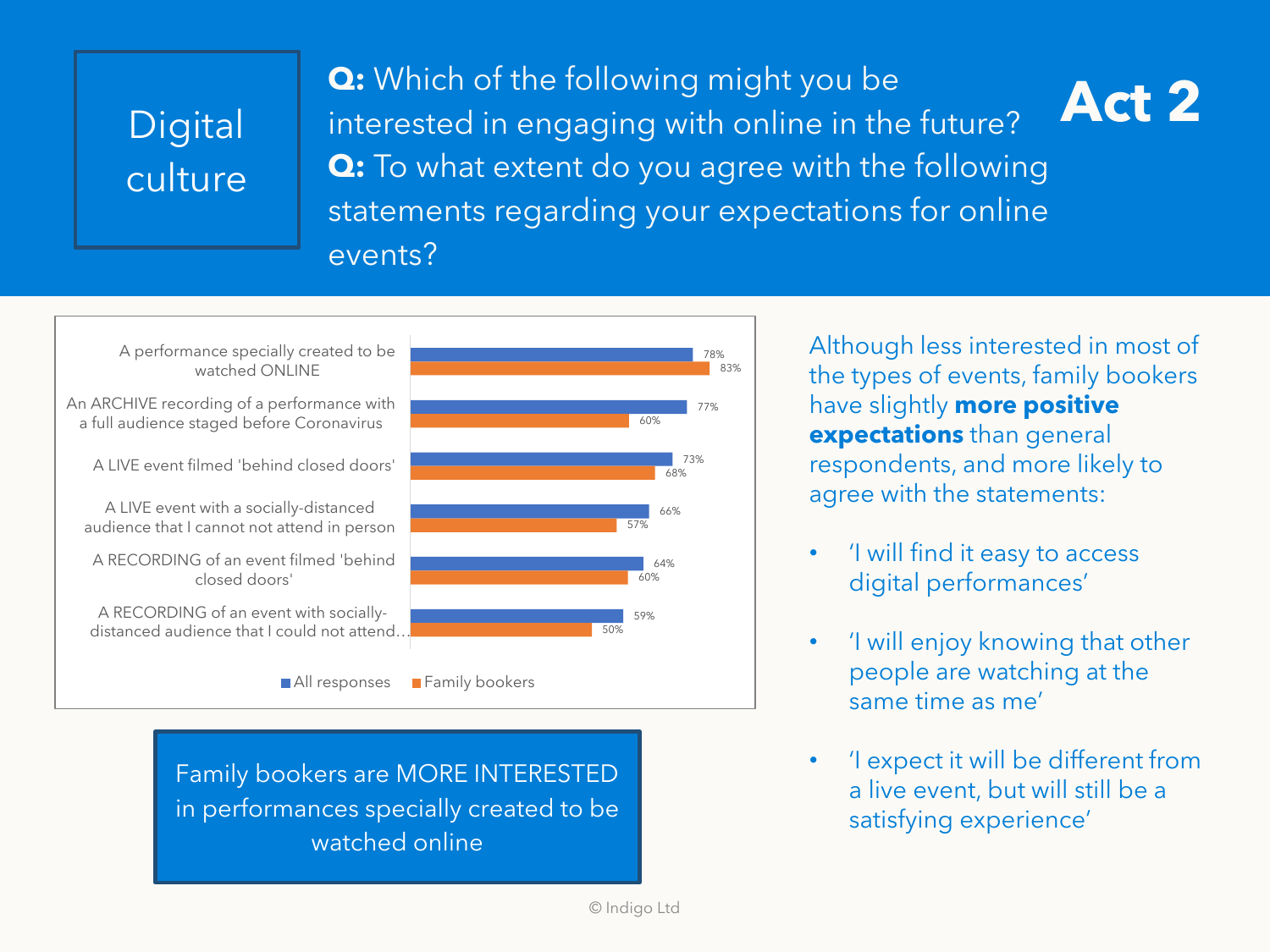# Digital culture

**Act 2**

**Q:** Which of the following might you be interested in engaging with online in the future?
**Q:** To what extent do you agree with the following statements regarding your expectations for online events?

| | All responses | Family bookers |
|---|---|---|
| A performance specially created to be watched ONLINE | 78% | 83% |
| An ARCHIVE recording of a performance with a full audience staged before Coronavirus | 77% | 60% |
| A LIVE event filmed 'behind closed doors' | 73% | 68% |
| A LIVE event with a socially-distanced audience that I cannot not attend in person | 66% | 57% |
| A RECORDING of an event filmed 'behind closed doors' | 64% | 60% |
| A RECORDING of an event with socially-distanced audience that I could not attend… | 59% | 50% |

Family bookers are MORE INTERESTED in performances specially created to be watched online

Although less interested in most of the types of events, family bookers have slightly **more positive expectations** than general respondents, and more likely to agree with the statements:

- 'I will find it easy to access digital performances'
- 'I will enjoy knowing that other people are watching at the same time as me'
- 'I expect it will be different from a live event, but will still be a satisfying experience'

© Indigo Ltd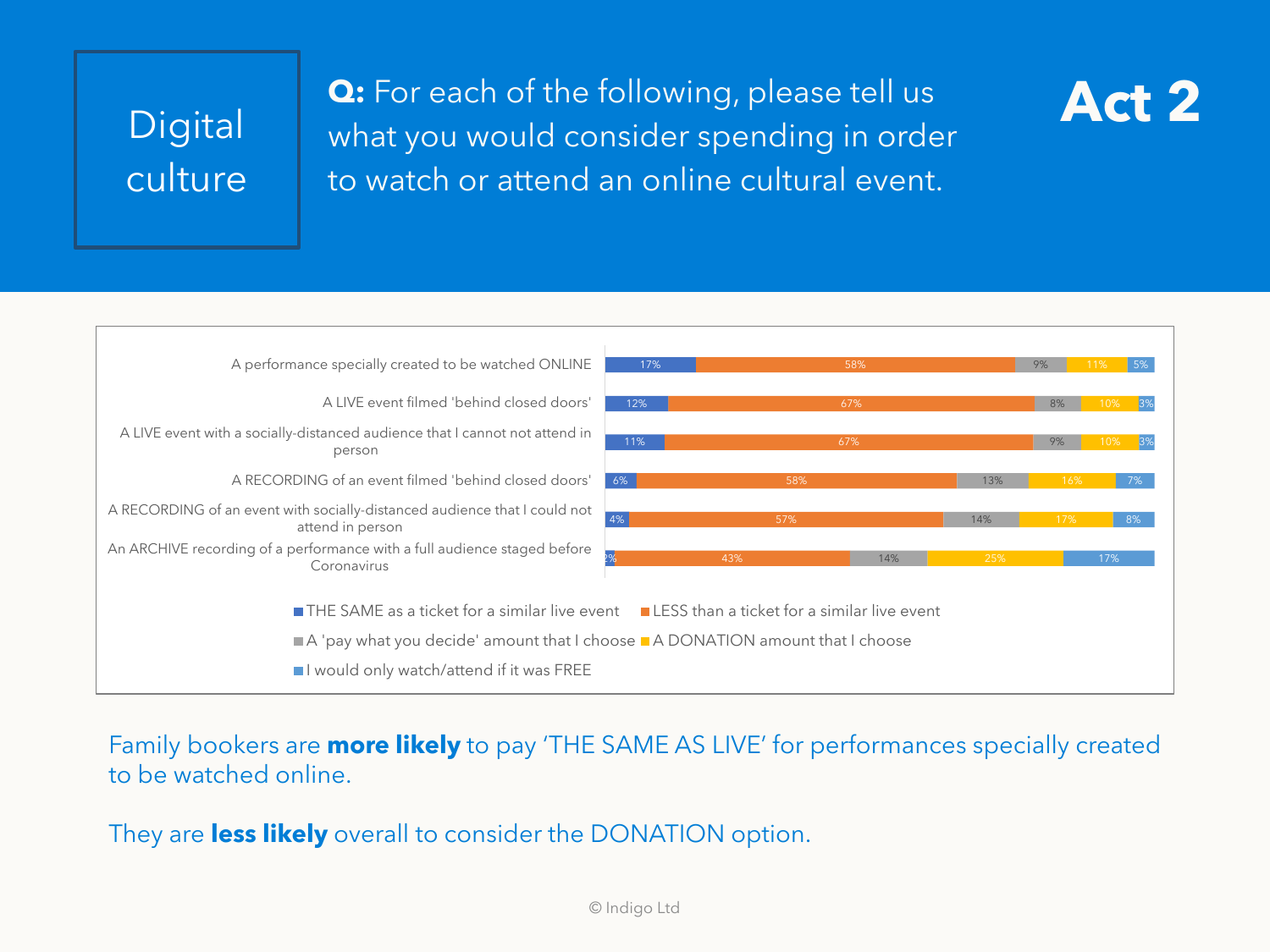Digital culture

**Q:** For each of the following, please tell us what you would consider spending in order to watch or attend an online cultural event.

# Act 2

| | THE SAME as a ticket for a similar live event | LESS than a ticket for a similar live event | A 'pay what you decide' amount that I choose | A DONATION amount that I choose | I would only watch/attend if it was FREE |
|---|---|---|---|---|---|
| A performance specially created to be watched ONLINE | 17% | 58% | 9% | 11% | 5% |
| A LIVE event filmed 'behind closed doors' | 12% | 67% | 8% | 10% | 3% |
| A LIVE event with a socially-distanced audience that I cannot not attend in person | 11% | 67% | 9% | 10% | 3% |
| A RECORDING of an event filmed 'behind closed doors' | 6% | 58% | 13% | 16% | 7% |
| A RECORDING of an event with socially-distanced audience that I could not attend in person | 4% | 57% | 14% | 17% | 8% |
| An ARCHIVE recording of a performance with a full audience staged before Coronavirus | 2% | 43% | 14% | 25% | 17% |

Family bookers are **more likely** to pay 'THE SAME AS LIVE' for performances specially created to be watched online.

They are **less likely** overall to consider the DONATION option.

© Indigo Ltd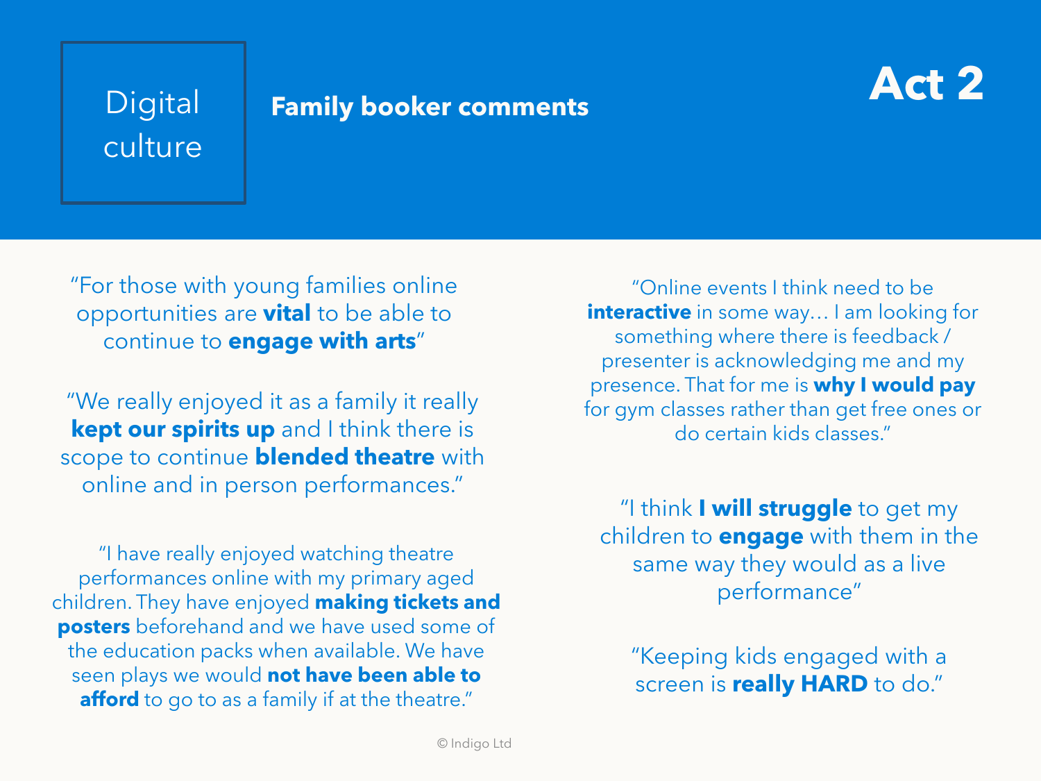Digital culture

## Family booker comments

# Act 2

"For those with young families online opportunities are **vital** to be able to continue to **engage with arts**"

"We really enjoyed it as a family it really **kept our spirits up** and I think there is scope to continue **blended theatre** with online and in person performances."

"I have really enjoyed watching theatre performances online with my primary aged children. They have enjoyed **making tickets and posters** beforehand and we have used some of the education packs when available. We have seen plays we would **not have been able to afford** to go to as a family if at the theatre."

"Online events I think need to be **interactive** in some way… I am looking for something where there is feedback / presenter is acknowledging me and my presence. That for me is **why I would pay** for gym classes rather than get free ones or do certain kids classes."

"I think **I will struggle** to get my children to **engage** with them in the same way they would as a live performance"

"Keeping kids engaged with a screen is **really HARD** to do."

© Indigo Ltd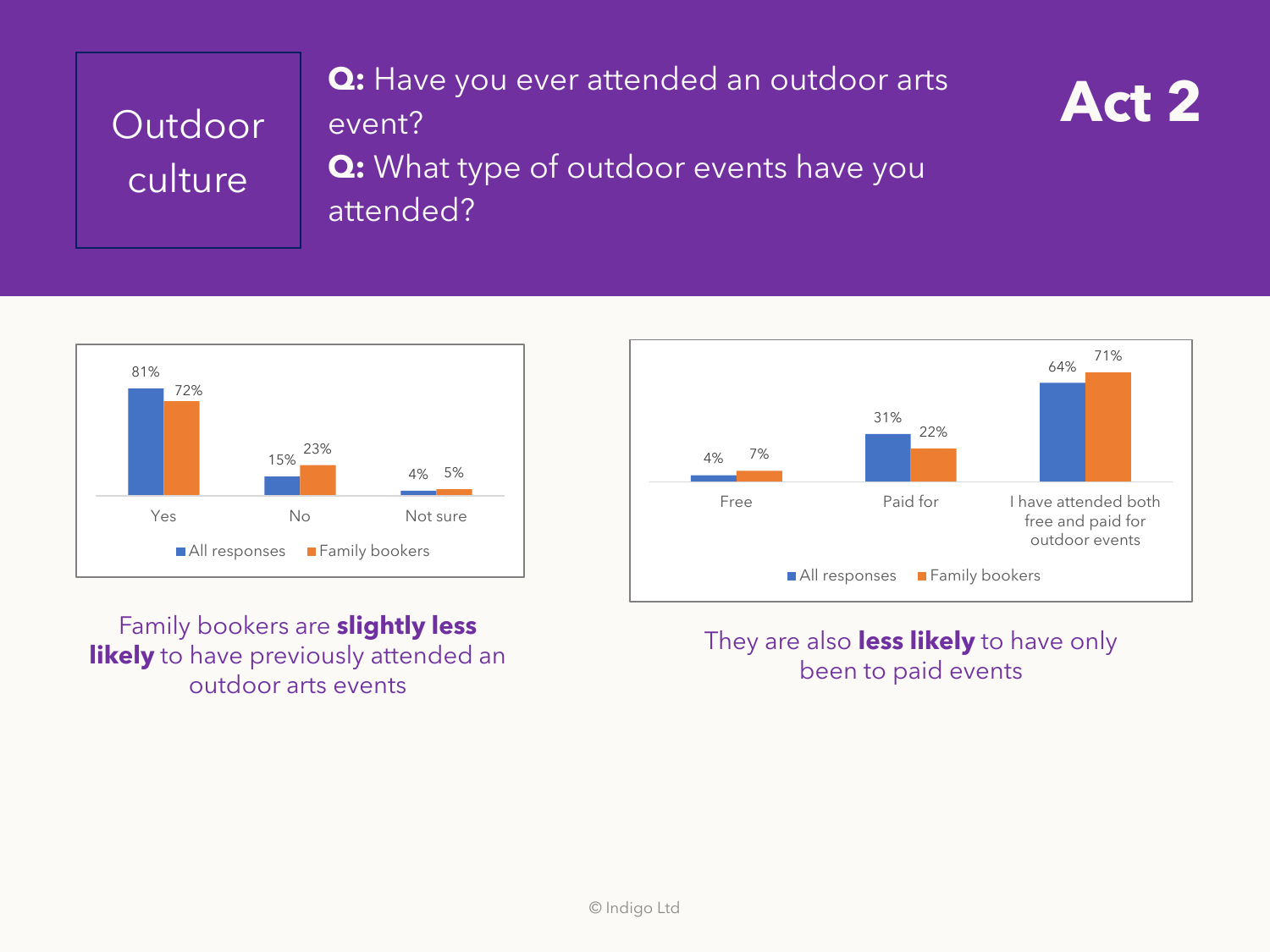# Outdoor culture

**Act 2**

**Q:** Have you ever attended an outdoor arts event?

**Q:** What type of outdoor events have you attended?

| | All responses | Family bookers |
|---|---|---|
| Yes | 81% | 72% |
| No | 15% | 23% |
| Not sure | 4% | 5% |

Family bookers are **slightly less likely** to have previously attended an outdoor arts events

| | All responses | Family bookers |
|---|---|---|
| Free | 4% | 7% |
| Paid for | 31% | 22% |
| I have attended both free and paid for outdoor events | 64% | 71% |

They are also **less likely** to have only been to paid events

© Indigo Ltd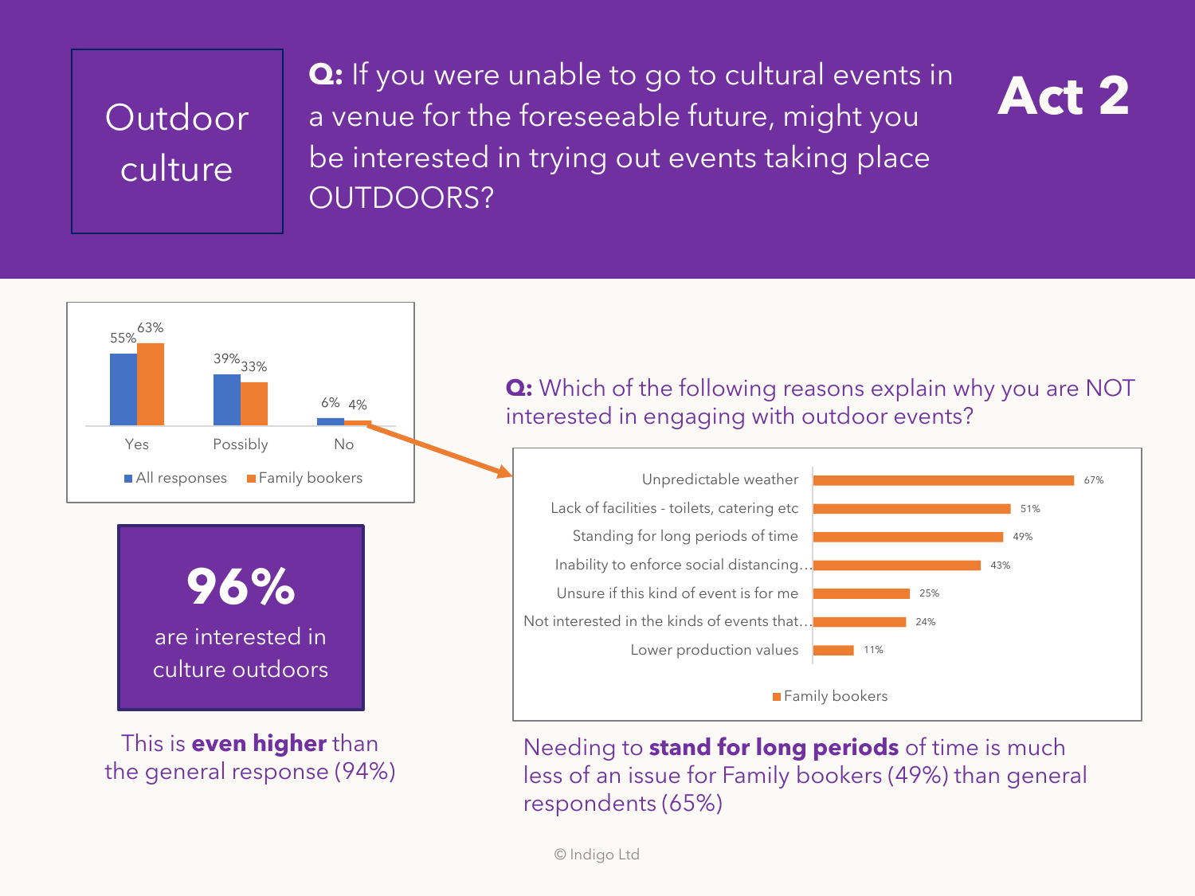# Outdoor culture

**Act 2**

**Q:** If you were unable to go to cultural events in a venue for the foreseeable future, might you be interested in trying out events taking place OUTDOORS?

| | All responses | Family bookers |
|---|---|---|
| Yes | 55% | 63% |
| Possibly | 39% | 33% |
| No | 6% | 4% |

## 96%

are interested in culture outdoors

This is **even higher** than the general response (94%)

**Q:** Which of the following reasons explain why you are NOT interested in engaging with outdoor events?

| Reason | Family bookers |
|---|---|
| Unpredictable weather | 67% |
| Lack of facilities - toilets, catering etc | 51% |
| Standing for long periods of time | 49% |
| Inability to enforce social distancing… | 43% |
| Unsure if this kind of event is for me | 25% |
| Not interested in the kinds of events that… | 24% |
| Lower production values | 11% |

Needing to **stand for long periods** of time is much less of an issue for Family bookers (49%) than general respondents (65%)

© Indigo Ltd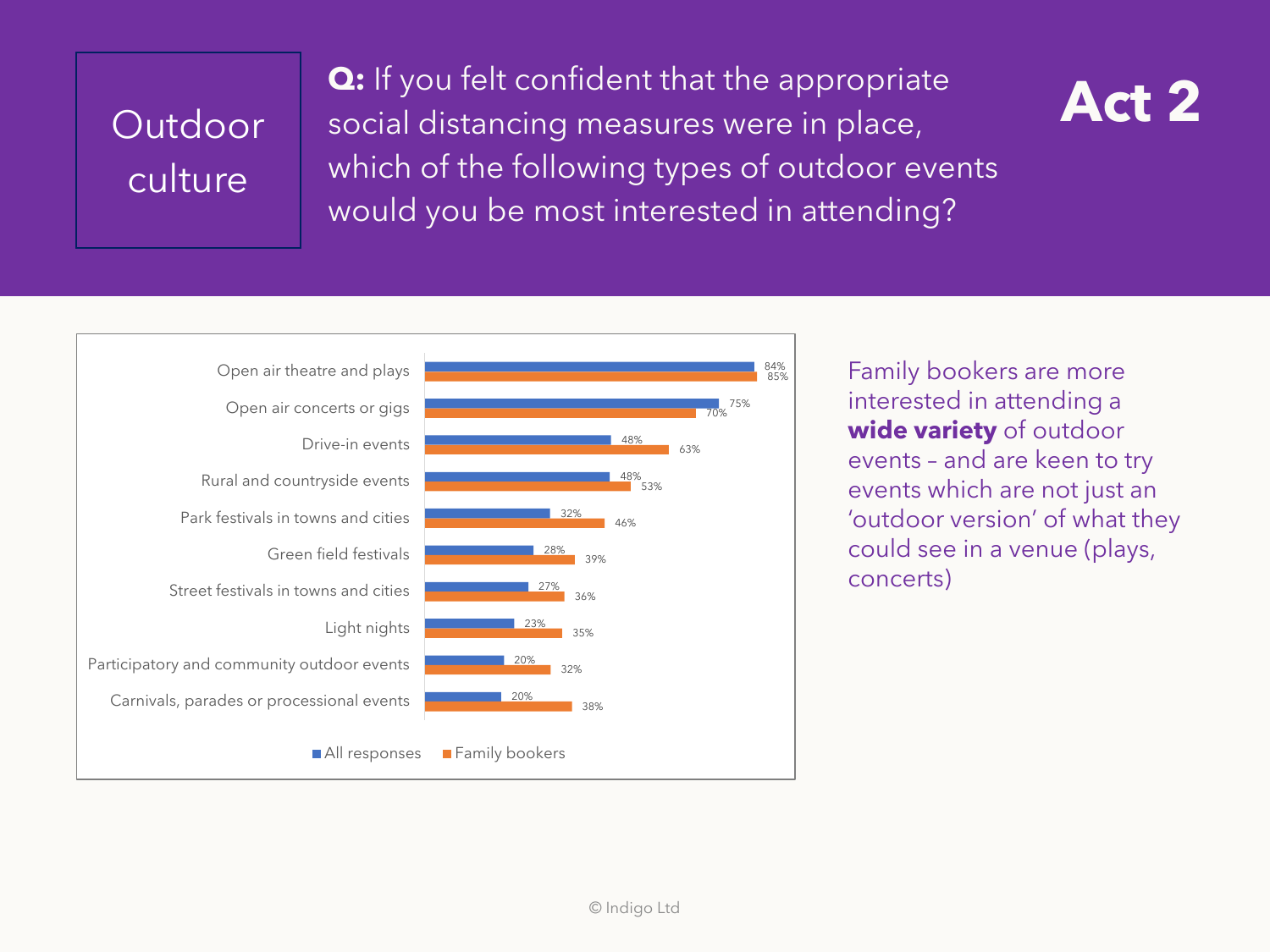# Outdoor culture

**Q:** If you felt confident that the appropriate social distancing measures were in place, which of the following types of outdoor events would you be most interested in attending?

**Act 2**

| | All responses | Family bookers |
|---|---|---|
| Open air theatre and plays | 84% | 85% |
| Open air concerts or gigs | 75% | 70% |
| Drive-in events | 48% | 63% |
| Rural and countryside events | 48% | 53% |
| Park festivals in towns and cities | 32% | 46% |
| Green field festivals | 28% | 39% |
| Street festivals in towns and cities | 27% | 36% |
| Light nights | 23% | 35% |
| Participatory and community outdoor events | 20% | 32% |
| Carnivals, parades or processional events | 20% | 38% |

Family bookers are more interested in attending a **wide variety** of outdoor events – and are keen to try events which are not just an 'outdoor version' of what they could see in a venue (plays, concerts)

© Indigo Ltd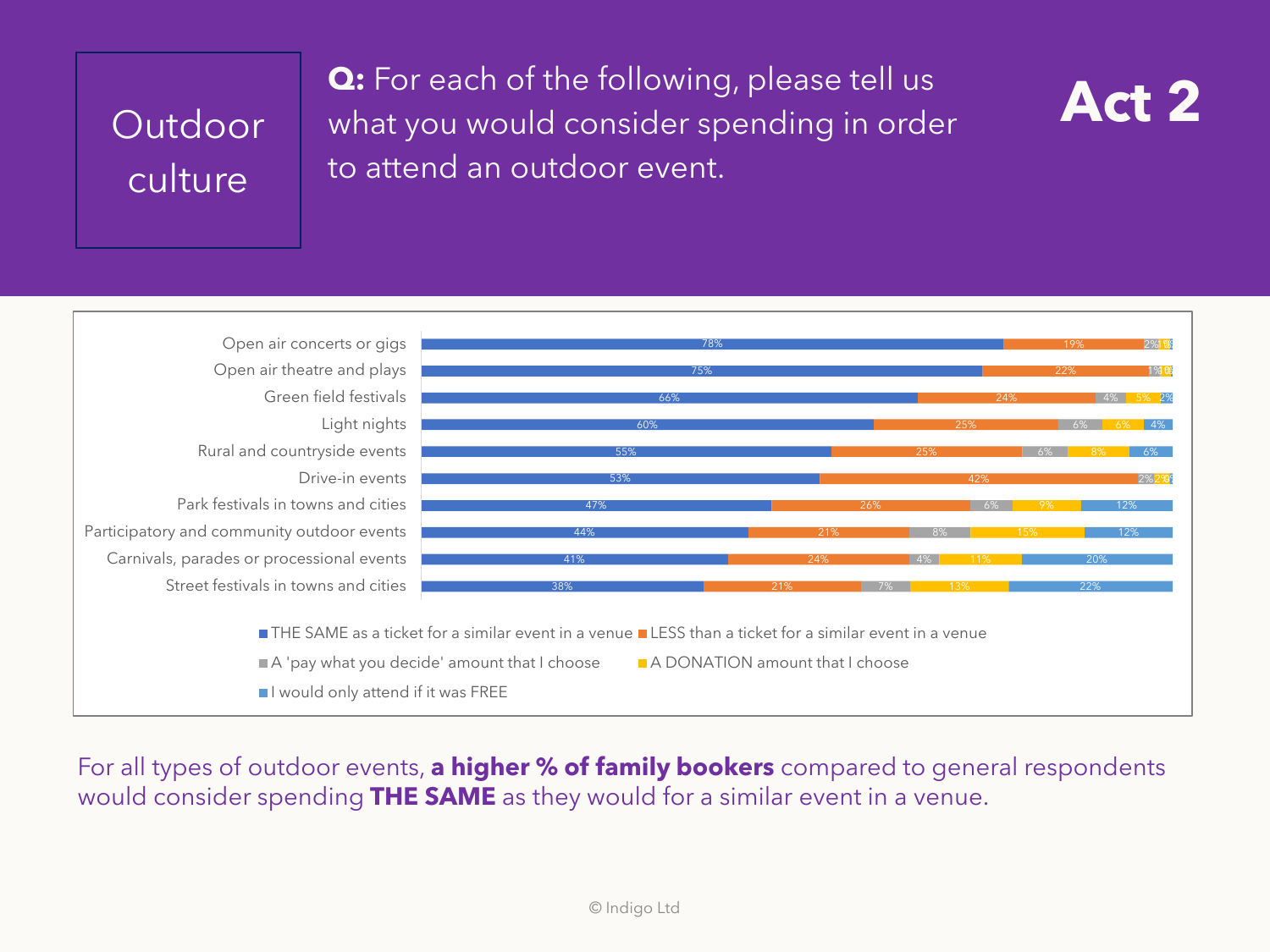# Outdoor culture

**Q:** For each of the following, please tell us what you would consider spending in order to attend an outdoor event.

**Act 2**

| | THE SAME as a ticket for a similar event in a venue | LESS than a ticket for a similar event in a venue | A 'pay what you decide' amount that I choose | A DONATION amount that I choose | I would only attend if it was FREE |
|---|---|---|---|---|---|
| Open air concerts or gigs | 78% | 19% | 2% | 1% | 1% |
| Open air theatre and plays | 75% | 22% | 1% | 1% | 1% |
| Green field festivals | 66% | 24% | 4% | 5% | 2% |
| Light nights | 60% | 25% | 6% | 6% | 4% |
| Rural and countryside events | 55% | 25% | 6% | 8% | 6% |
| Drive-in events | 53% | 42% | 2% | 2% | 0% |
| Park festivals in towns and cities | 47% | 26% | 6% | 9% | 12% |
| Participatory and community outdoor events | 44% | 21% | 8% | 15% | 12% |
| Carnivals, parades or processional events | 41% | 24% | 4% | 11% | 20% |
| Street festivals in towns and cities | 38% | 21% | 7% | 13% | 22% |

For all types of outdoor events, **a higher % of family bookers** compared to general respondents would consider spending **THE SAME** as they would for a similar event in a venue.

© Indigo Ltd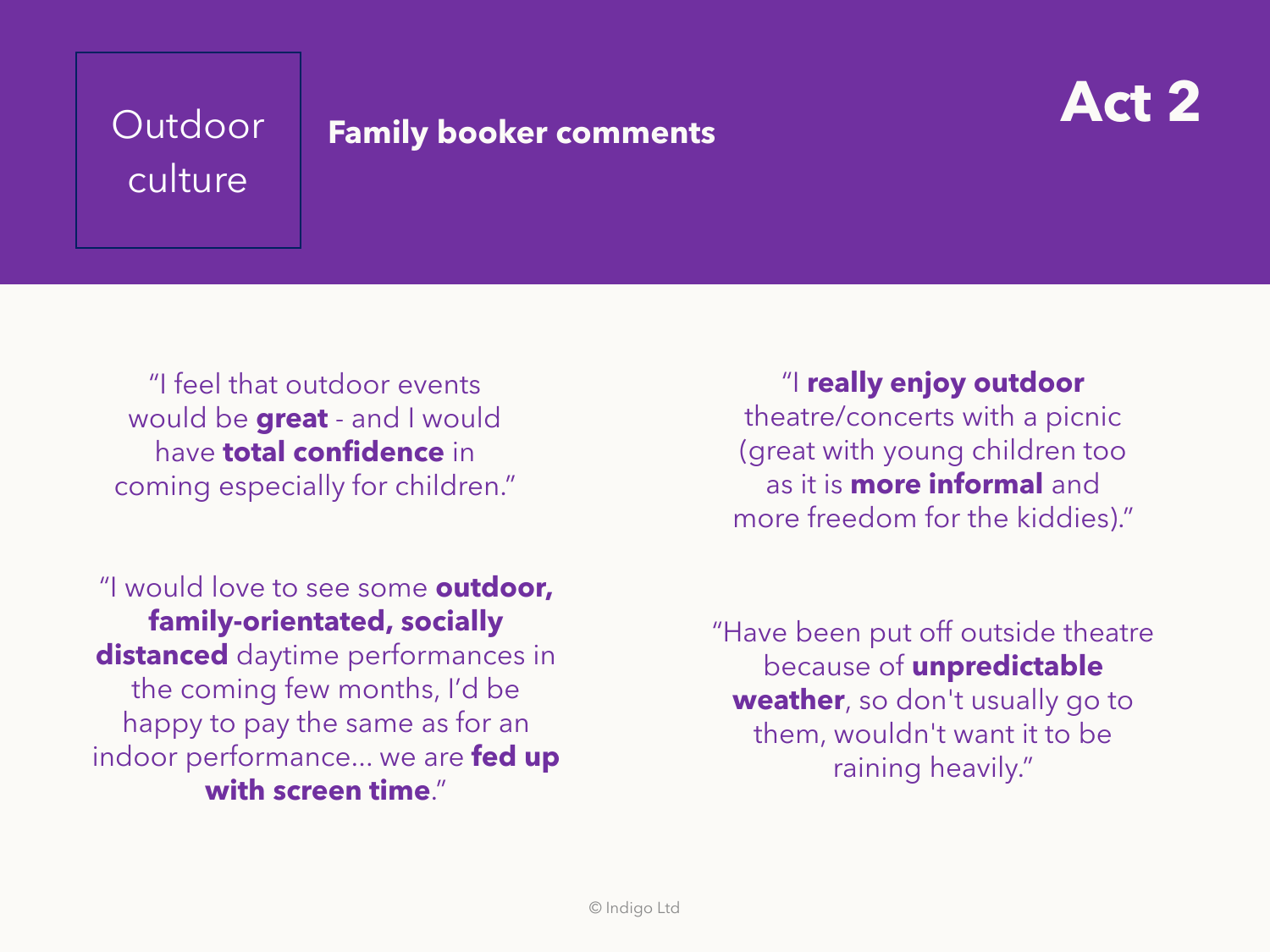Outdoor culture

## Family booker comments

# Act 2

"I feel that outdoor events would be **great** - and I would have **total confidence** in coming especially for children."

"I would love to see some **outdoor, family-orientated, socially distanced** daytime performances in the coming few months, I'd be happy to pay the same as for an indoor performance... we are **fed up with screen time**."

"I **really enjoy outdoor** theatre/concerts with a picnic (great with young children too as it is **more informal** and more freedom for the kiddies)."

"Have been put off outside theatre because of **unpredictable weather**, so don't usually go to them, wouldn't want it to be raining heavily."

© Indigo Ltd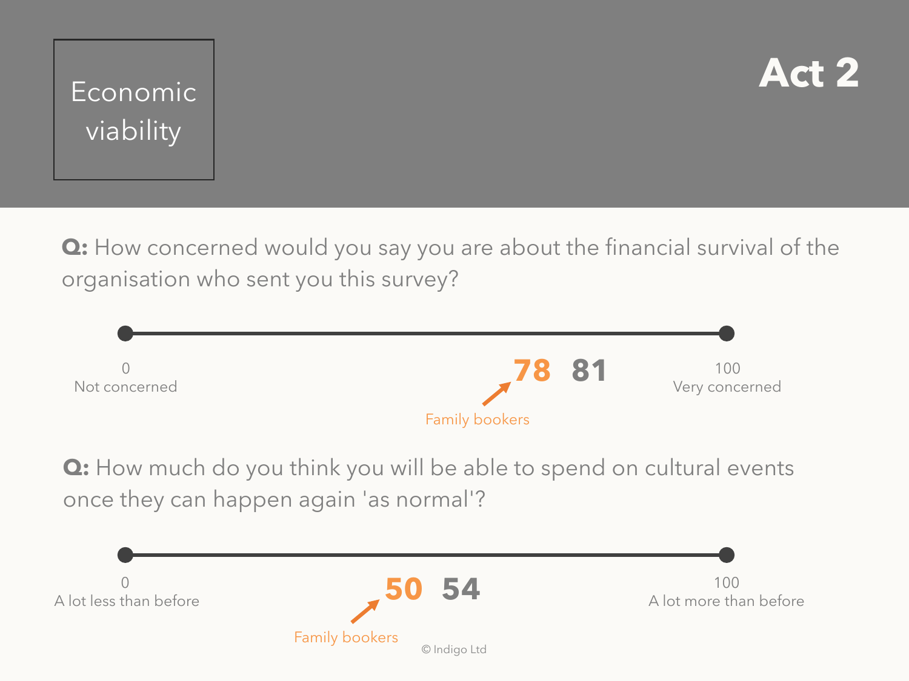# Economic viability

## Act 2

**Q:** How concerned would you say you are about the financial survival of the organisation who sent you this survey?

0 Not concerned — 100 Very concerned

**78** (Family bookers) **81**

**Q:** How much do you think you will be able to spend on cultural events once they can happen again 'as normal'?

0 A lot less than before — 100 A lot more than before

**50** (Family bookers) **54**

© Indigo Ltd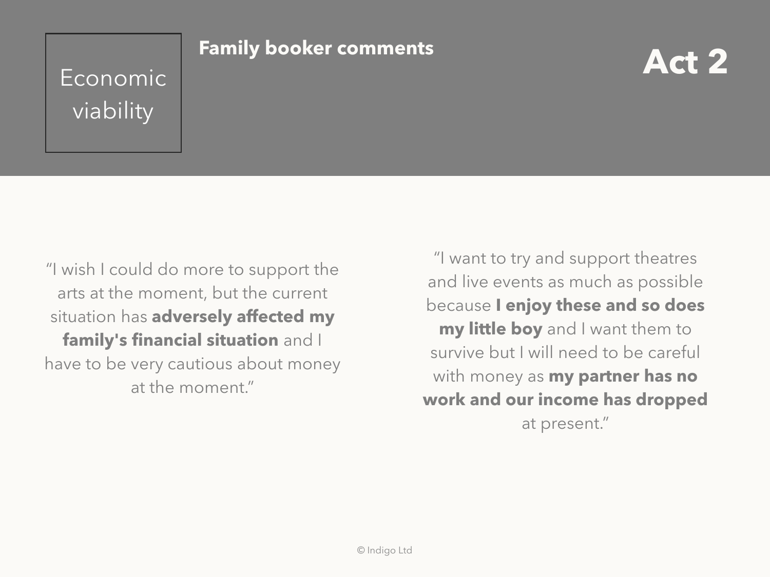Economic viability

## Family booker comments

# Act 2

"I wish I could do more to support the arts at the moment, but the current situation has **adversely affected my family's financial situation** and I have to be very cautious about money at the moment."

"I want to try and support theatres and live events as much as possible because **I enjoy these and so does my little boy** and I want them to survive but I will need to be careful with money as **my partner has no work and our income has dropped** at present."

© Indigo Ltd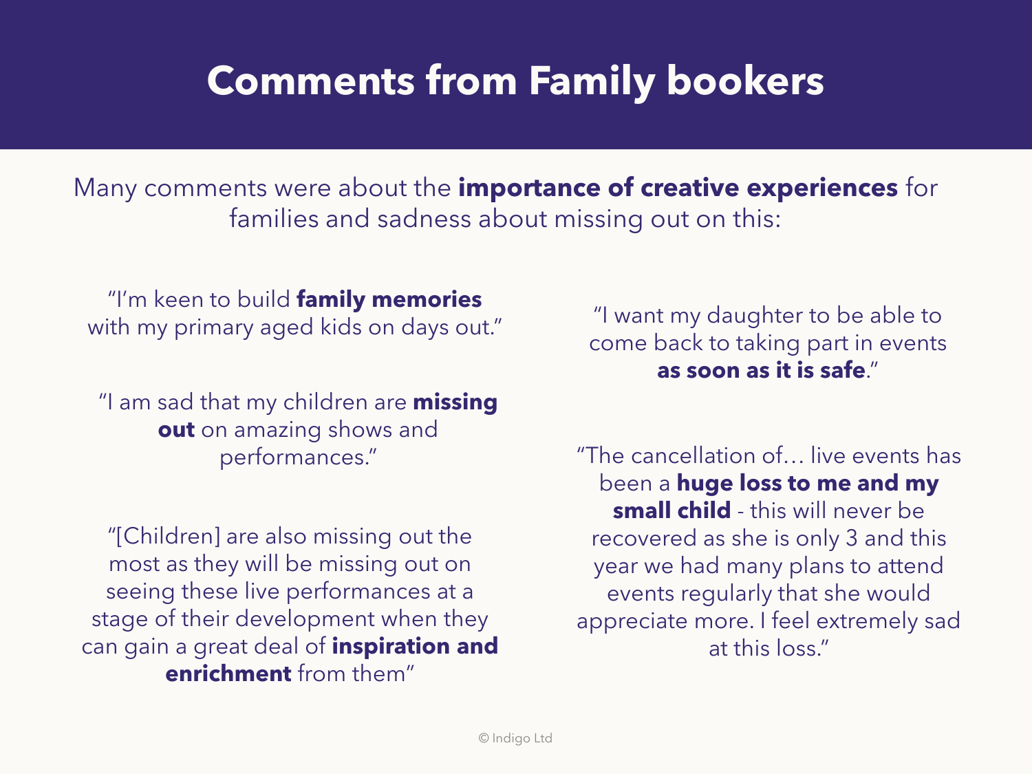# Comments from Family bookers

Many comments were about the **importance of creative experiences** for families and sadness about missing out on this:

"I'm keen to build **family memories** with my primary aged kids on days out."

"I am sad that my children are **missing out** on amazing shows and performances."

"[Children] are also missing out the most as they will be missing out on seeing these live performances at a stage of their development when they can gain a great deal of **inspiration and enrichment** from them"

"I want my daughter to be able to come back to taking part in events **as soon as it is safe**."

"The cancellation of… live events has been a **huge loss to me and my small child** - this will never be recovered as she is only 3 and this year we had many plans to attend events regularly that she would appreciate more. I feel extremely sad at this loss."

© Indigo Ltd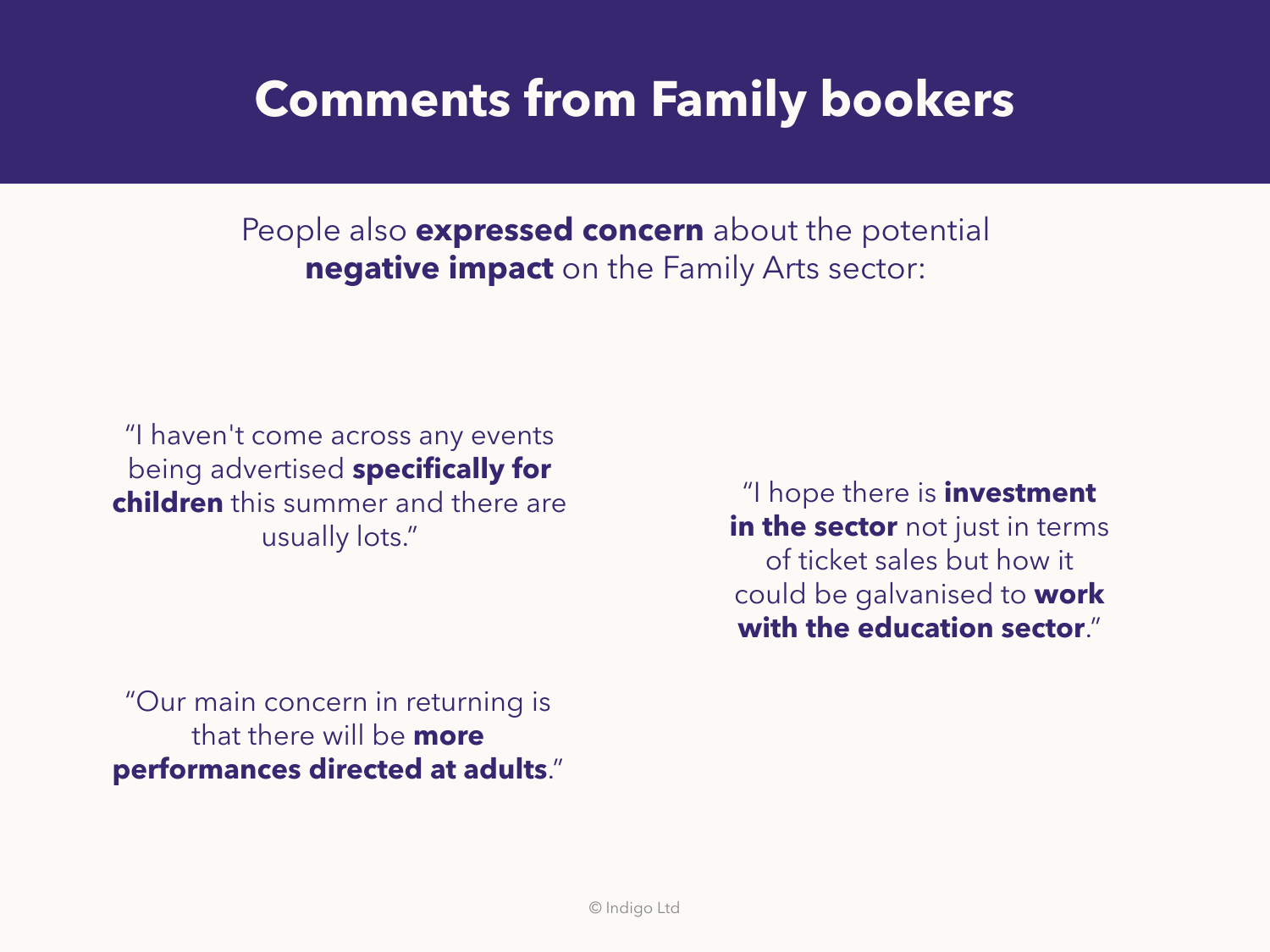# Comments from Family bookers

People also **expressed concern** about the potential **negative impact** on the Family Arts sector:

"I haven't come across any events being advertised **specifically for children** this summer and there are usually lots."

"Our main concern in returning is that there will be **more performances directed at adults**."

"I hope there is **investment in the sector** not just in terms of ticket sales but how it could be galvanised to **work with the education sector**."

© Indigo Ltd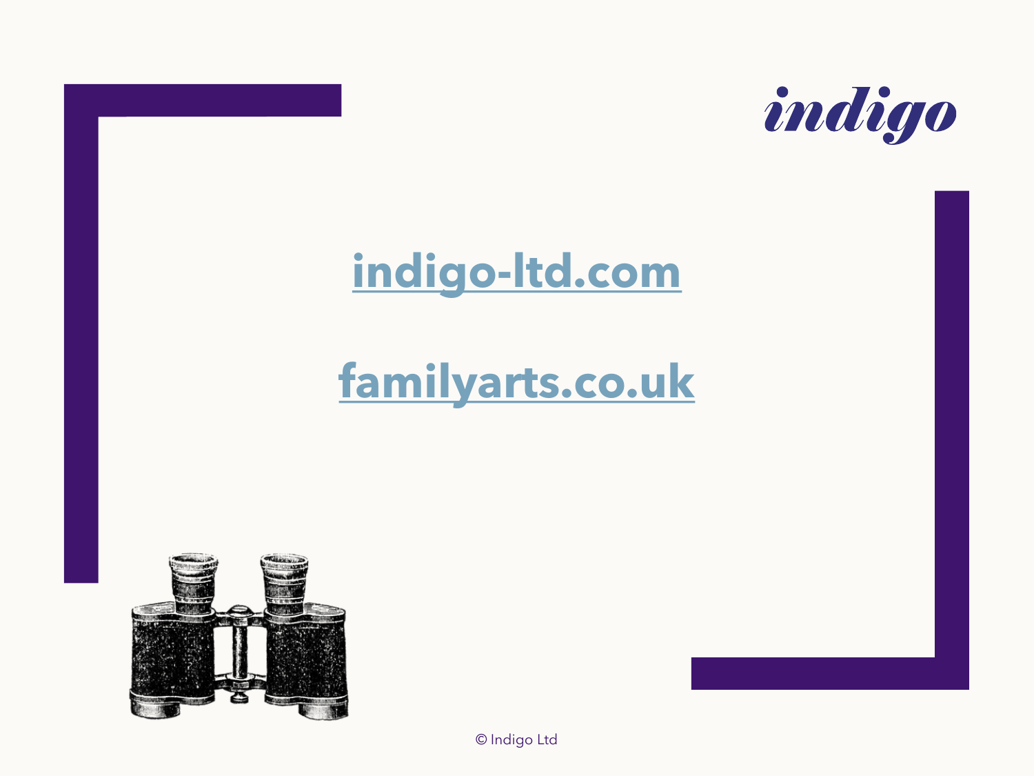indigo

[indigo-ltd.com](indigo-ltd.com)

[familyarts.co.uk](familyarts.co.uk)

© Indigo Ltd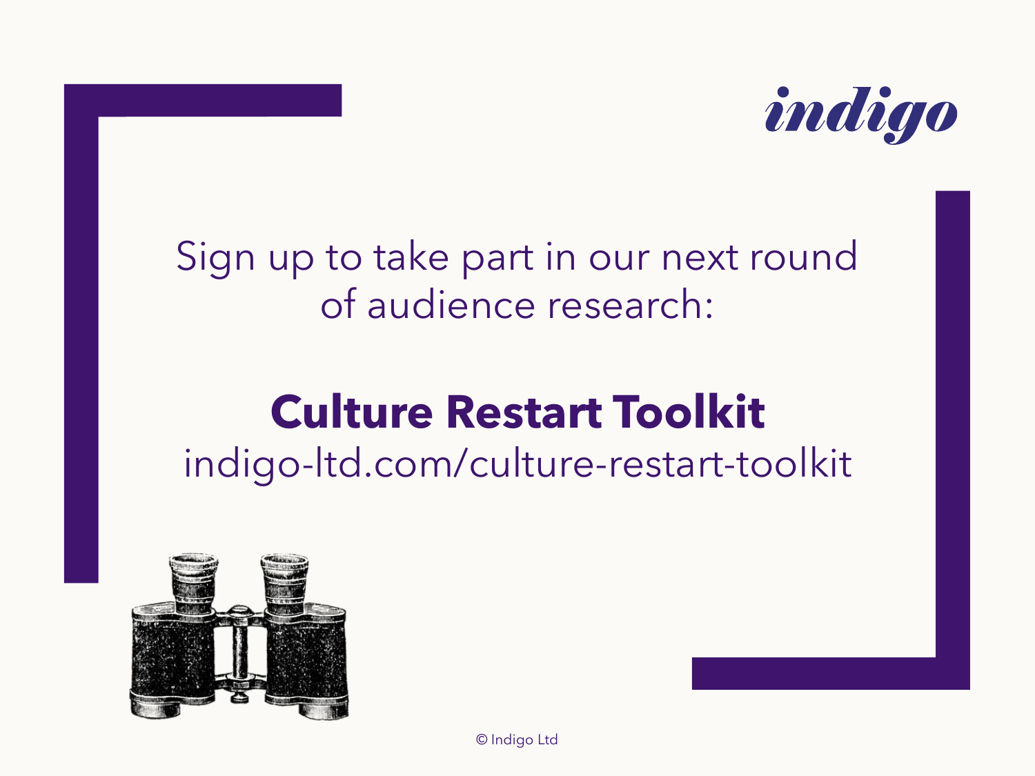indigo

Sign up to take part in our next round of audience research:

**Culture Restart Toolkit**

indigo-ltd.com/culture-restart-toolkit

© Indigo Ltd